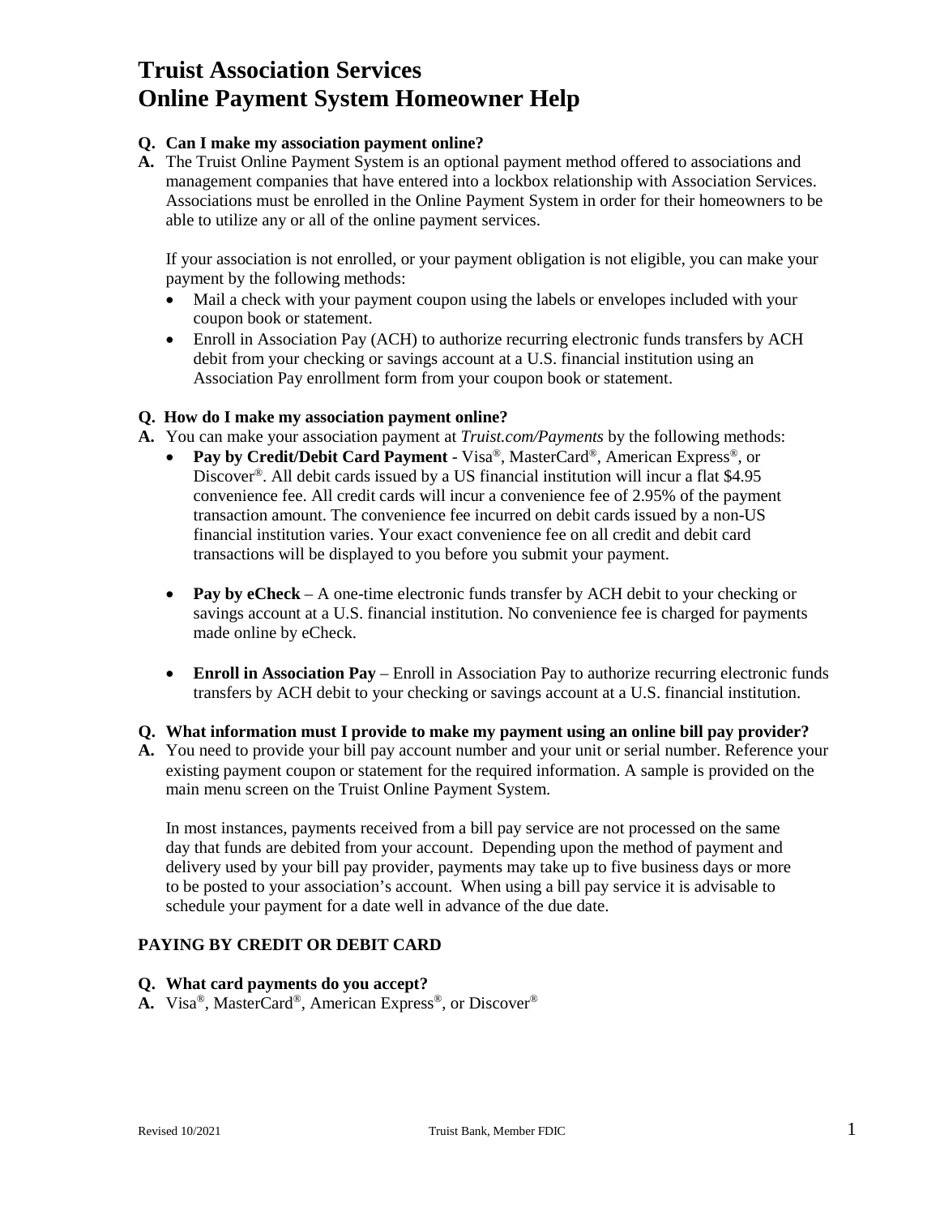# Truist Association Services
# Online Payment System Homeowner Help

**Q. Can I make my association payment online?**

**A.** The Truist Online Payment System is an optional payment method offered to associations and management companies that have entered into a lockbox relationship with Association Services. Associations must be enrolled in the Online Payment System in order for their homeowners to be able to utilize any or all of the online payment services.

If your association is not enrolled, or your payment obligation is not eligible, you can make your payment by the following methods:

- Mail a check with your payment coupon using the labels or envelopes included with your coupon book or statement.
- Enroll in Association Pay (ACH) to authorize recurring electronic funds transfers by ACH debit from your checking or savings account at a U.S. financial institution using an Association Pay enrollment form from your coupon book or statement.

**Q. How do I make my association payment online?**

**A.** You can make your association payment at *Truist.com/Payments* by the following methods:

- **Pay by Credit/Debit Card Payment** - Visa®, MasterCard®, American Express®, or Discover®. All debit cards issued by a US financial institution will incur a flat $4.95 convenience fee. All credit cards will incur a convenience fee of 2.95% of the payment transaction amount. The convenience fee incurred on debit cards issued by a non-US financial institution varies. Your exact convenience fee on all credit and debit card transactions will be displayed to you before you submit your payment.

- **Pay by eCheck** – A one-time electronic funds transfer by ACH debit to your checking or savings account at a U.S. financial institution. No convenience fee is charged for payments made online by eCheck.

- **Enroll in Association Pay** – Enroll in Association Pay to authorize recurring electronic funds transfers by ACH debit to your checking or savings account at a U.S. financial institution.

**Q. What information must I provide to make my payment using an online bill pay provider?**

**A.** You need to provide your bill pay account number and your unit or serial number. Reference your existing payment coupon or statement for the required information. A sample is provided on the main menu screen on the Truist Online Payment System.

In most instances, payments received from a bill pay service are not processed on the same day that funds are debited from your account. Depending upon the method of payment and delivery used by your bill pay provider, payments may take up to five business days or more to be posted to your association's account. When using a bill pay service it is advisable to schedule your payment for a date well in advance of the due date.

## PAYING BY CREDIT OR DEBIT CARD

**Q. What card payments do you accept?**

**A.** Visa®, MasterCard®, American Express®, or Discover®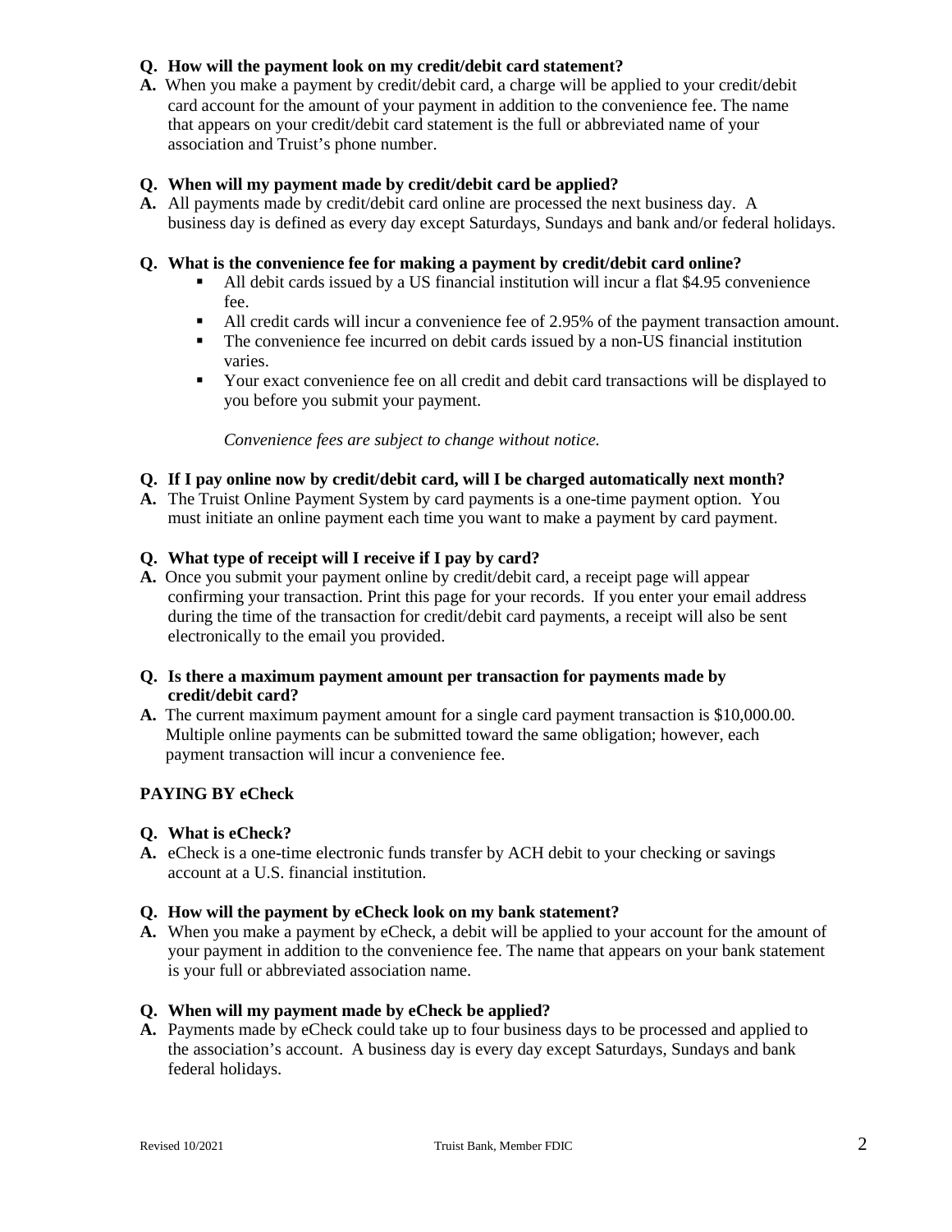**Q. How will the payment look on my credit/debit card statement?**

**A.** When you make a payment by credit/debit card, a charge will be applied to your credit/debit card account for the amount of your payment in addition to the convenience fee. The name that appears on your credit/debit card statement is the full or abbreviated name of your association and Truist's phone number.

**Q. When will my payment made by credit/debit card be applied?**

**A.** All payments made by credit/debit card online are processed the next business day. A business day is defined as every day except Saturdays, Sundays and bank and/or federal holidays.

**Q. What is the convenience fee for making a payment by credit/debit card online?**

- All debit cards issued by a US financial institution will incur a flat $4.95 convenience fee.
- All credit cards will incur a convenience fee of 2.95% of the payment transaction amount.
- The convenience fee incurred on debit cards issued by a non-US financial institution varies.
- Your exact convenience fee on all credit and debit card transactions will be displayed to you before you submit your payment.

*Convenience fees are subject to change without notice.*

**Q. If I pay online now by credit/debit card, will I be charged automatically next month?**

**A.** The Truist Online Payment System by card payments is a one-time payment option. You must initiate an online payment each time you want to make a payment by card payment.

**Q. What type of receipt will I receive if I pay by card?**

**A.** Once you submit your payment online by credit/debit card, a receipt page will appear confirming your transaction. Print this page for your records. If you enter your email address during the time of the transaction for credit/debit card payments, a receipt will also be sent electronically to the email you provided.

**Q. Is there a maximum payment amount per transaction for payments made by credit/debit card?**

**A.** The current maximum payment amount for a single card payment transaction is $10,000.00. Multiple online payments can be submitted toward the same obligation; however, each payment transaction will incur a convenience fee.

**PAYING BY eCheck**

**Q. What is eCheck?**

**A.** eCheck is a one-time electronic funds transfer by ACH debit to your checking or savings account at a U.S. financial institution.

**Q. How will the payment by eCheck look on my bank statement?**

**A.** When you make a payment by eCheck, a debit will be applied to your account for the amount of your payment in addition to the convenience fee. The name that appears on your bank statement is your full or abbreviated association name.

**Q. When will my payment made by eCheck be applied?**

**A.** Payments made by eCheck could take up to four business days to be processed and applied to the association's account. A business day is every day except Saturdays, Sundays and bank federal holidays.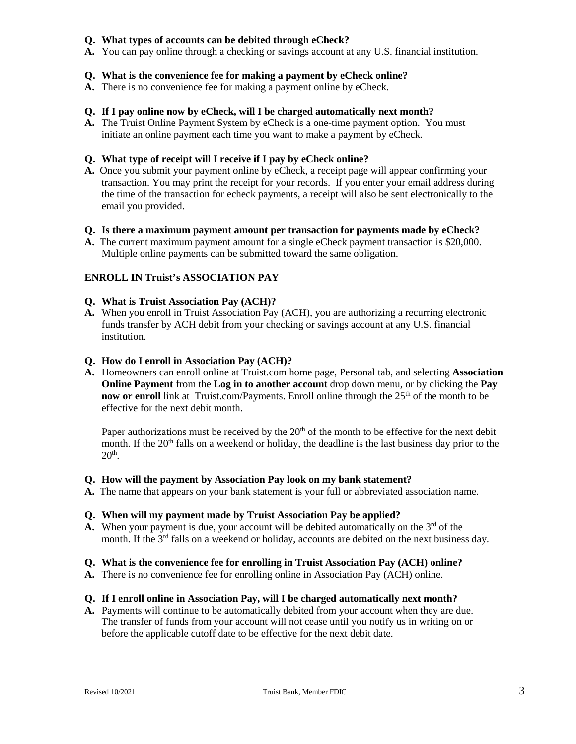**Q. What types of accounts can be debited through eCheck?**

**A.** You can pay online through a checking or savings account at any U.S. financial institution.

**Q. What is the convenience fee for making a payment by eCheck online?**

**A.** There is no convenience fee for making a payment online by eCheck.

**Q. If I pay online now by eCheck, will I be charged automatically next month?**

**A.** The Truist Online Payment System by eCheck is a one-time payment option. You must initiate an online payment each time you want to make a payment by eCheck.

**Q. What type of receipt will I receive if I pay by eCheck online?**

**A.** Once you submit your payment online by eCheck, a receipt page will appear confirming your transaction. You may print the receipt for your records. If you enter your email address during the time of the transaction for echeck payments, a receipt will also be sent electronically to the email you provided.

**Q. Is there a maximum payment amount per transaction for payments made by eCheck?**

**A.** The current maximum payment amount for a single eCheck payment transaction is $20,000. Multiple online payments can be submitted toward the same obligation.

## ENROLL IN Truist's ASSOCIATION PAY

**Q. What is Truist Association Pay (ACH)?**

**A.** When you enroll in Truist Association Pay (ACH), you are authorizing a recurring electronic funds transfer by ACH debit from your checking or savings account at any U.S. financial institution.

**Q. How do I enroll in Association Pay (ACH)?**

**A.** Homeowners can enroll online at Truist.com home page, Personal tab, and selecting **Association Online Payment** from the **Log in to another account** drop down menu, or by clicking the **Pay now or enroll** link at Truist.com/Payments. Enroll online through the 25th of the month to be effective for the next debit month.

Paper authorizations must be received by the 20th of the month to be effective for the next debit month. If the 20th falls on a weekend or holiday, the deadline is the last business day prior to the 20th.

**Q. How will the payment by Association Pay look on my bank statement?**

**A.** The name that appears on your bank statement is your full or abbreviated association name.

**Q. When will my payment made by Truist Association Pay be applied?**

**A.** When your payment is due, your account will be debited automatically on the 3rd of the month. If the 3rd falls on a weekend or holiday, accounts are debited on the next business day.

**Q. What is the convenience fee for enrolling in Truist Association Pay (ACH) online?**

**A.** There is no convenience fee for enrolling online in Association Pay (ACH) online.

**Q. If I enroll online in Association Pay, will I be charged automatically next month?**

**A.** Payments will continue to be automatically debited from your account when they are due. The transfer of funds from your account will not cease until you notify us in writing on or before the applicable cutoff date to be effective for the next debit date.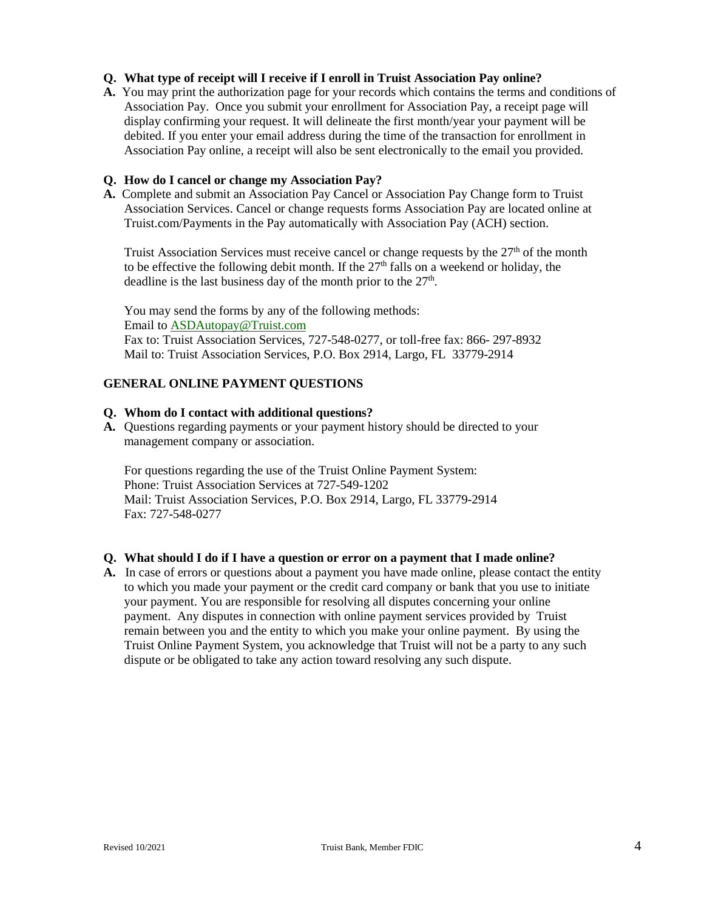**Q. What type of receipt will I receive if I enroll in Truist Association Pay online?**

**A.** You may print the authorization page for your records which contains the terms and conditions of Association Pay. Once you submit your enrollment for Association Pay, a receipt page will display confirming your request. It will delineate the first month/year your payment will be debited. If you enter your email address during the time of the transaction for enrollment in Association Pay online, a receipt will also be sent electronically to the email you provided.

**Q. How do I cancel or change my Association Pay?**

**A.** Complete and submit an Association Pay Cancel or Association Pay Change form to Truist Association Services. Cancel or change requests forms Association Pay are located online at Truist.com/Payments in the Pay automatically with Association Pay (ACH) section.

Truist Association Services must receive cancel or change requests by the 27th of the month to be effective the following debit month. If the 27th falls on a weekend or holiday, the deadline is the last business day of the month prior to the 27th.

You may send the forms by any of the following methods:
Email to ASDAutopay@Truist.com
Fax to: Truist Association Services, 727-548-0277, or toll-free fax: 866- 297-8932
Mail to: Truist Association Services, P.O. Box 2914, Largo, FL 33779-2914

## GENERAL ONLINE PAYMENT QUESTIONS

**Q. Whom do I contact with additional questions?**

**A.** Questions regarding payments or your payment history should be directed to your management company or association.

For questions regarding the use of the Truist Online Payment System:
Phone: Truist Association Services at 727-549-1202
Mail: Truist Association Services, P.O. Box 2914, Largo, FL 33779-2914
Fax: 727-548-0277

**Q. What should I do if I have a question or error on a payment that I made online?**

**A.** In case of errors or questions about a payment you have made online, please contact the entity to which you made your payment or the credit card company or bank that you use to initiate your payment. You are responsible for resolving all disputes concerning your online payment. Any disputes in connection with online payment services provided by Truist remain between you and the entity to which you make your online payment. By using the Truist Online Payment System, you acknowledge that Truist will not be a party to any such dispute or be obligated to take any action toward resolving any such dispute.